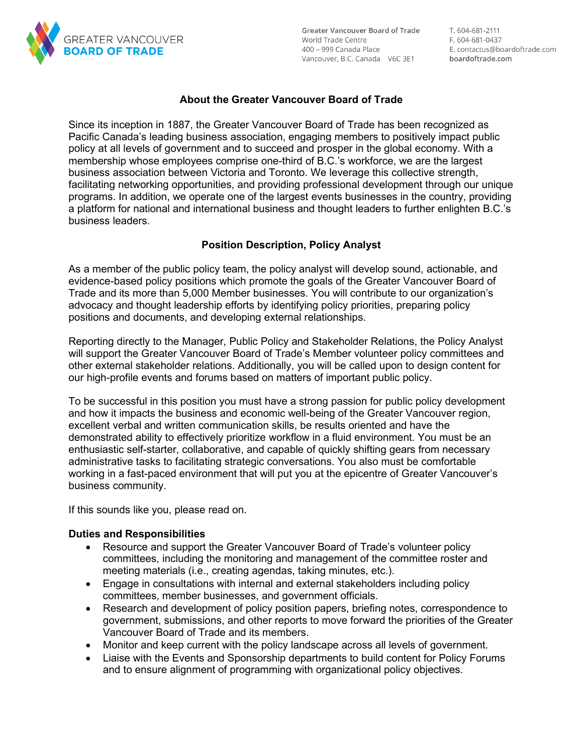GREATER VANCOUVER **BOARD OF TRADE**

Greater Vancouver Board of Trade
World Trade Centre
400 – 999 Canada Place
Vancouver, B.C. Canada V6C 3E1

T. 604-681-2111
F. 604-681-0437
E. contactus@boardoftrade.com
boardoftrade.com

## About the Greater Vancouver Board of Trade

Since its inception in 1887, the Greater Vancouver Board of Trade has been recognized as Pacific Canada's leading business association, engaging members to positively impact public policy at all levels of government and to succeed and prosper in the global economy. With a membership whose employees comprise one-third of B.C.'s workforce, we are the largest business association between Victoria and Toronto. We leverage this collective strength, facilitating networking opportunities, and providing professional development through our unique programs. In addition, we operate one of the largest events businesses in the country, providing a platform for national and international business and thought leaders to further enlighten B.C.'s business leaders.

## Position Description, Policy Analyst

As a member of the public policy team, the policy analyst will develop sound, actionable, and evidence-based policy positions which promote the goals of the Greater Vancouver Board of Trade and its more than 5,000 Member businesses. You will contribute to our organization's advocacy and thought leadership efforts by identifying policy priorities, preparing policy positions and documents, and developing external relationships.

Reporting directly to the Manager, Public Policy and Stakeholder Relations, the Policy Analyst will support the Greater Vancouver Board of Trade's Member volunteer policy committees and other external stakeholder relations. Additionally, you will be called upon to design content for our high-profile events and forums based on matters of important public policy.

To be successful in this position you must have a strong passion for public policy development and how it impacts the business and economic well-being of the Greater Vancouver region, excellent verbal and written communication skills, be results oriented and have the demonstrated ability to effectively prioritize workflow in a fluid environment. You must be an enthusiastic self-starter, collaborative, and capable of quickly shifting gears from necessary administrative tasks to facilitating strategic conversations. You also must be comfortable working in a fast-paced environment that will put you at the epicentre of Greater Vancouver's business community.

If this sounds like you, please read on.

### Duties and Responsibilities

- Resource and support the Greater Vancouver Board of Trade's volunteer policy committees, including the monitoring and management of the committee roster and meeting materials (i.e., creating agendas, taking minutes, etc.).
- Engage in consultations with internal and external stakeholders including policy committees, member businesses, and government officials.
- Research and development of policy position papers, briefing notes, correspondence to government, submissions, and other reports to move forward the priorities of the Greater Vancouver Board of Trade and its members.
- Monitor and keep current with the policy landscape across all levels of government.
- Liaise with the Events and Sponsorship departments to build content for Policy Forums and to ensure alignment of programming with organizational policy objectives.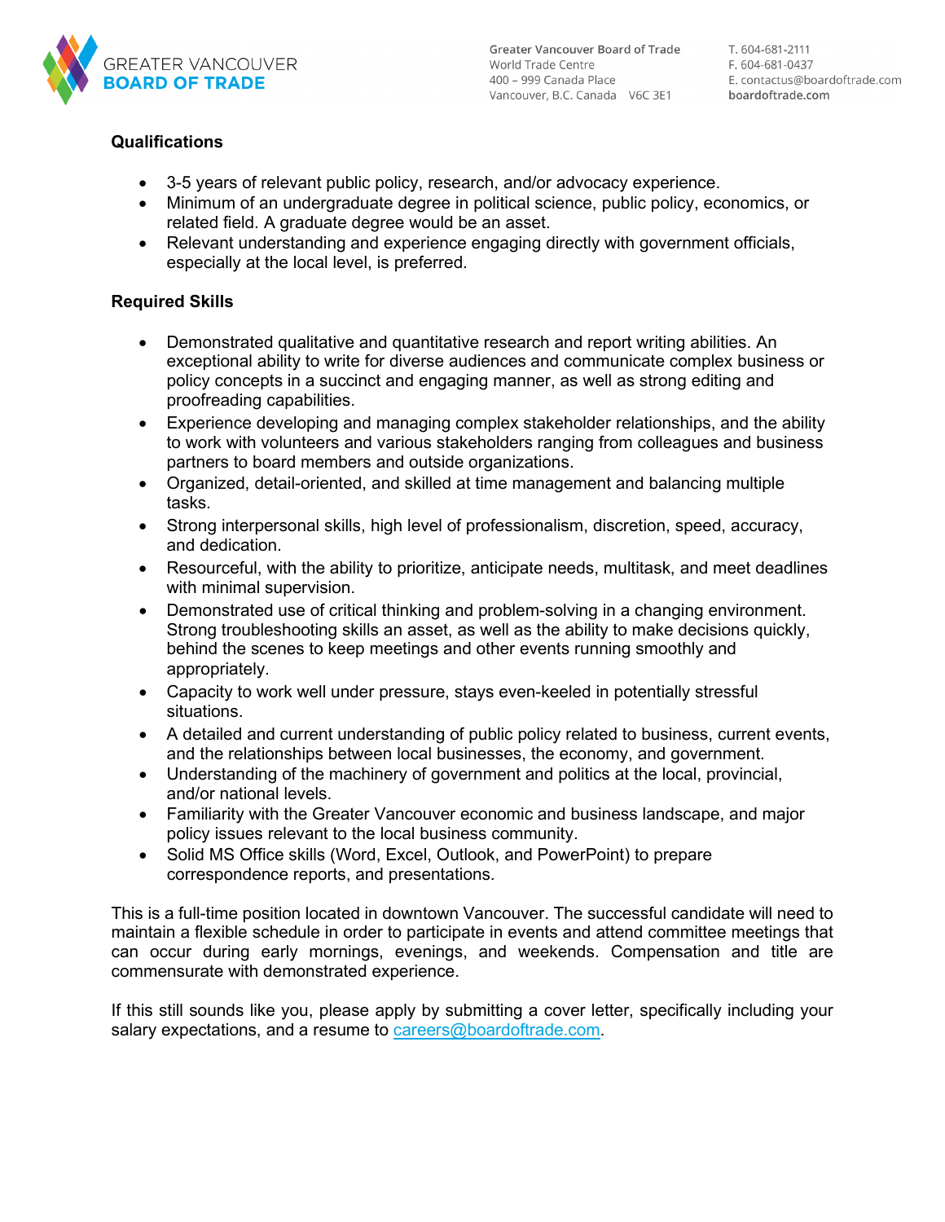**Qualifications**

- 3-5 years of relevant public policy, research, and/or advocacy experience.
- Minimum of an undergraduate degree in political science, public policy, economics, or related field. A graduate degree would be an asset.
- Relevant understanding and experience engaging directly with government officials, especially at the local level, is preferred.

**Required Skills**

- Demonstrated qualitative and quantitative research and report writing abilities. An exceptional ability to write for diverse audiences and communicate complex business or policy concepts in a succinct and engaging manner, as well as strong editing and proofreading capabilities.
- Experience developing and managing complex stakeholder relationships, and the ability to work with volunteers and various stakeholders ranging from colleagues and business partners to board members and outside organizations.
- Organized, detail-oriented, and skilled at time management and balancing multiple tasks.
- Strong interpersonal skills, high level of professionalism, discretion, speed, accuracy, and dedication.
- Resourceful, with the ability to prioritize, anticipate needs, multitask, and meet deadlines with minimal supervision.
- Demonstrated use of critical thinking and problem-solving in a changing environment. Strong troubleshooting skills an asset, as well as the ability to make decisions quickly, behind the scenes to keep meetings and other events running smoothly and appropriately.
- Capacity to work well under pressure, stays even-keeled in potentially stressful situations.
- A detailed and current understanding of public policy related to business, current events, and the relationships between local businesses, the economy, and government.
- Understanding of the machinery of government and politics at the local, provincial, and/or national levels.
- Familiarity with the Greater Vancouver economic and business landscape, and major policy issues relevant to the local business community.
- Solid MS Office skills (Word, Excel, Outlook, and PowerPoint) to prepare correspondence reports, and presentations.

This is a full-time position located in downtown Vancouver. The successful candidate will need to maintain a flexible schedule in order to participate in events and attend committee meetings that can occur during early mornings, evenings, and weekends. Compensation and title are commensurate with demonstrated experience.

If this still sounds like you, please apply by submitting a cover letter, specifically including your salary expectations, and a resume to careers@boardoftrade.com.